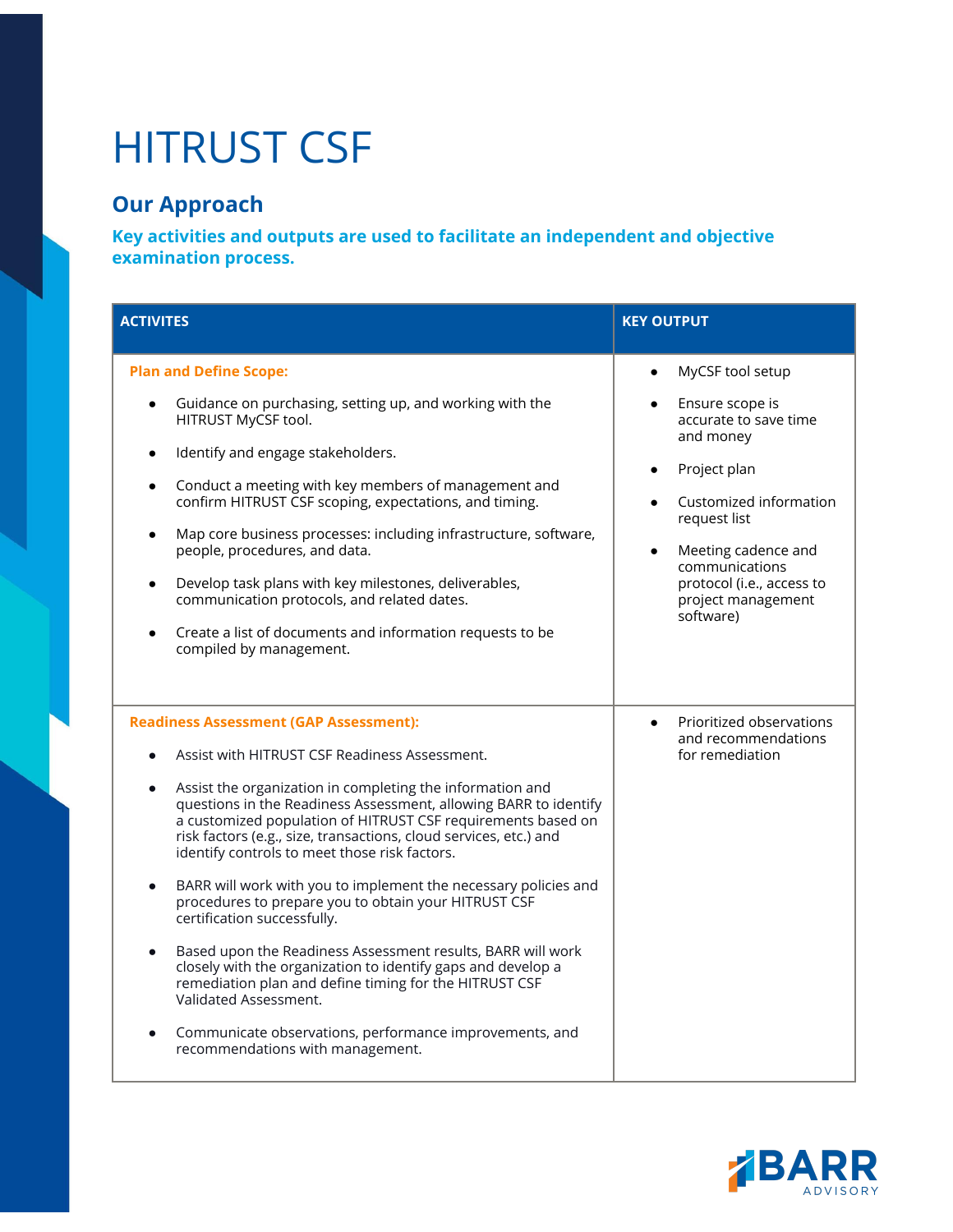# HITRUST CSF

## Our Approach

### Key activities and outputs are used to facilitate an independent and objective examination process.

| ACTIVITES | KEY OUTPUT |
| --- | --- |
| **Plan and Define Scope:**<br>• Guidance on purchasing, setting up, and working with the HITRUST MyCSF tool.<br>• Identify and engage stakeholders.<br>• Conduct a meeting with key members of management and confirm HITRUST CSF scoping, expectations, and timing.<br>• Map core business processes: including infrastructure, software, people, procedures, and data.<br>• Develop task plans with key milestones, deliverables, communication protocols, and related dates.<br>• Create a list of documents and information requests to be compiled by management. | • MyCSF tool setup<br>• Ensure scope is accurate to save time and money<br>• Project plan<br>• Customized information request list<br>• Meeting cadence and communications protocol (i.e., access to project management software) |
| **Readiness Assessment (GAP Assessment):**<br>• Assist with HITRUST CSF Readiness Assessment.<br>• Assist the organization in completing the information and questions in the Readiness Assessment, allowing BARR to identify a customized population of HITRUST CSF requirements based on risk factors (e.g., size, transactions, cloud services, etc.) and identify controls to meet those risk factors.<br>• BARR will work with you to implement the necessary policies and procedures to prepare you to obtain your HITRUST CSF certification successfully.<br>• Based upon the Readiness Assessment results, BARR will work closely with the organization to identify gaps and develop a remediation plan and define timing for the HITRUST CSF Validated Assessment.<br>• Communicate observations, performance improvements, and recommendations with management. | • Prioritized observations and recommendations for remediation |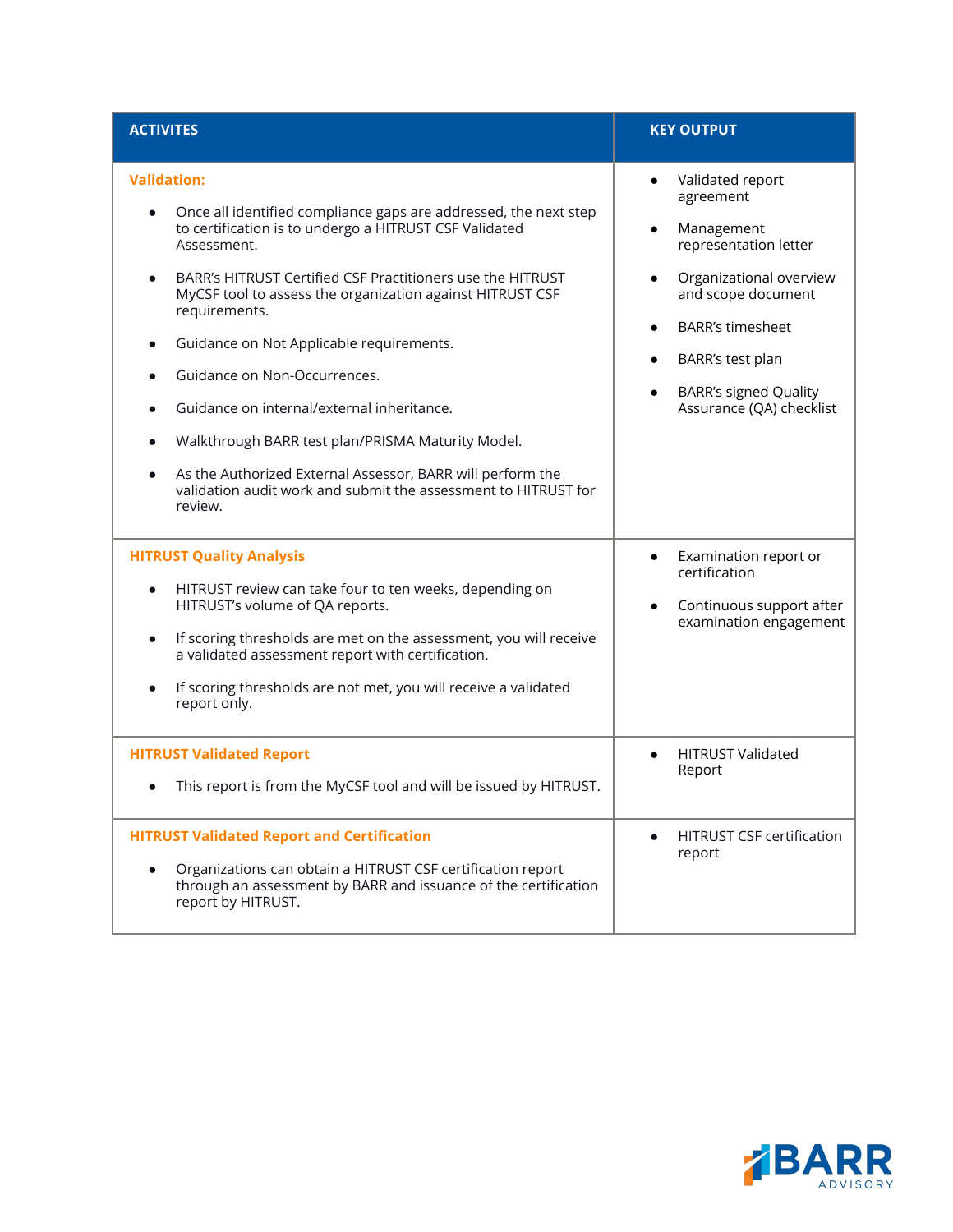| ACTIVITES | KEY OUTPUT |
| --- | --- |
| **Validation:**<br>• Once all identified compliance gaps are addressed, the next step to certification is to undergo a HITRUST CSF Validated Assessment.<br>• BARR's HITRUST Certified CSF Practitioners use the HITRUST MyCSF tool to assess the organization against HITRUST CSF requirements.<br>• Guidance on Not Applicable requirements.<br>• Guidance on Non-Occurrences.<br>• Guidance on internal/external inheritance.<br>• Walkthrough BARR test plan/PRISMA Maturity Model.<br>• As the Authorized External Assessor, BARR will perform the validation audit work and submit the assessment to HITRUST for review. | • Validated report agreement<br>• Management representation letter<br>• Organizational overview and scope document<br>• BARR's timesheet<br>• BARR's test plan<br>• BARR's signed Quality Assurance (QA) checklist |
| **HITRUST Quality Analysis**<br>• HITRUST review can take four to ten weeks, depending on HITRUST's volume of QA reports.<br>• If scoring thresholds are met on the assessment, you will receive a validated assessment report with certification.<br>• If scoring thresholds are not met, you will receive a validated report only. | • Examination report or certification<br>• Continuous support after examination engagement |
| **HITRUST Validated Report**<br>• This report is from the MyCSF tool and will be issued by HITRUST. | • HITRUST Validated Report |
| **HITRUST Validated Report and Certification**<br>• Organizations can obtain a HITRUST CSF certification report through an assessment by BARR and issuance of the certification report by HITRUST. | • HITRUST CSF certification report |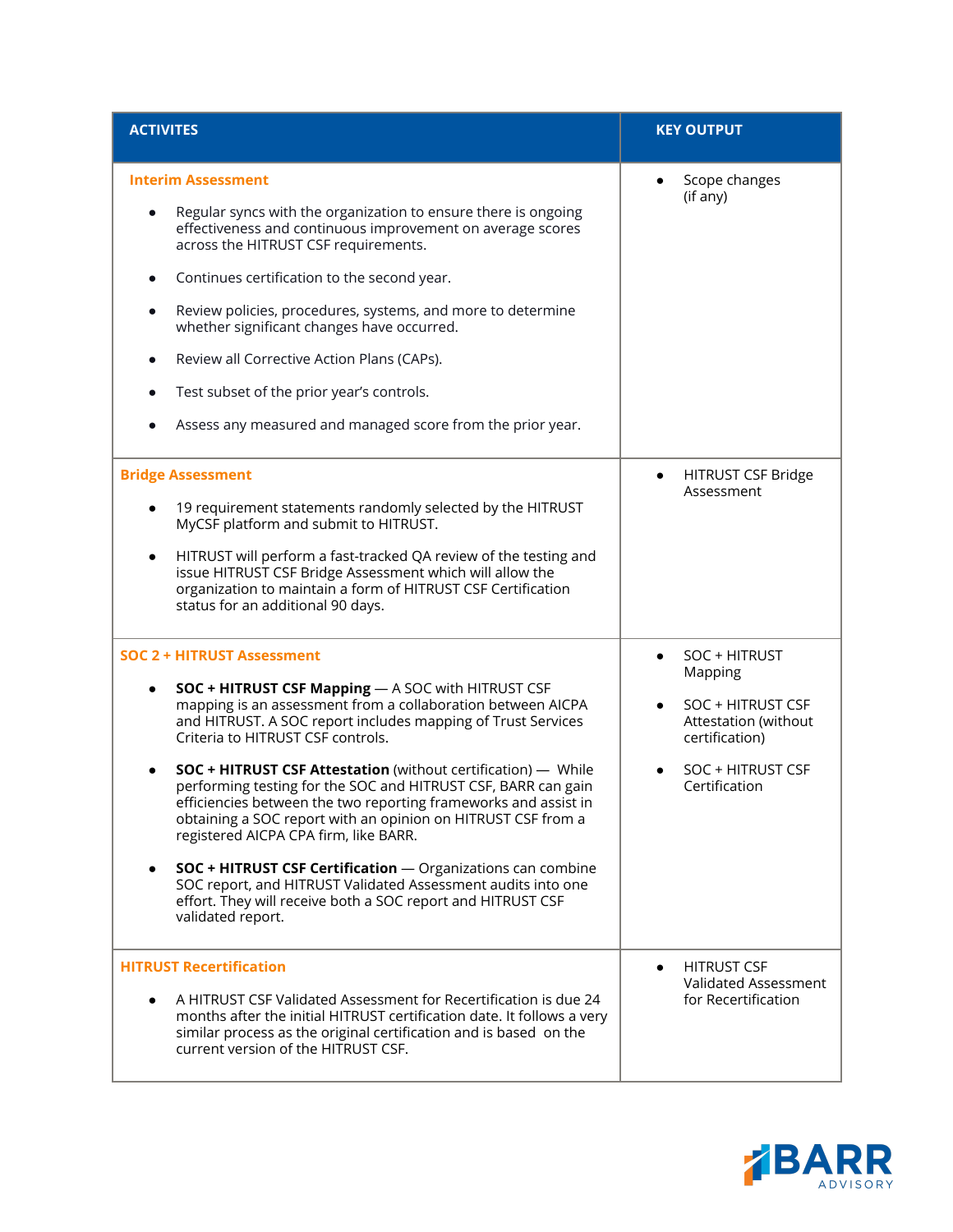| ACTIVITES | KEY OUTPUT |
|---|---|
| **Interim Assessment**<br>• Regular syncs with the organization to ensure there is ongoing effectiveness and continuous improvement on average scores across the HITRUST CSF requirements.<br>• Continues certification to the second year.<br>• Review policies, procedures, systems, and more to determine whether significant changes have occurred.<br>• Review all Corrective Action Plans (CAPs).<br>• Test subset of the prior year's controls.<br>• Assess any measured and managed score from the prior year. | • Scope changes (if any) |
| **Bridge Assessment**<br>• 19 requirement statements randomly selected by the HITRUST MyCSF platform and submit to HITRUST.<br>• HITRUST will perform a fast-tracked QA review of the testing and issue HITRUST CSF Bridge Assessment which will allow the organization to maintain a form of HITRUST CSF Certification status for an additional 90 days. | • HITRUST CSF Bridge Assessment |
| **SOC 2 + HITRUST Assessment**<br>• **SOC + HITRUST CSF Mapping** — A SOC with HITRUST CSF mapping is an assessment from a collaboration between AICPA and HITRUST. A SOC report includes mapping of Trust Services Criteria to HITRUST CSF controls.<br>• **SOC + HITRUST CSF Attestation** (without certification) — While performing testing for the SOC and HITRUST CSF, BARR can gain efficiencies between the two reporting frameworks and assist in obtaining a SOC report with an opinion on HITRUST CSF from a registered AICPA CPA firm, like BARR.<br>• **SOC + HITRUST CSF Certification** — Organizations can combine SOC report, and HITRUST Validated Assessment audits into one effort. They will receive both a SOC report and HITRUST CSF validated report. | • SOC + HITRUST Mapping<br>• SOC + HITRUST CSF Attestation (without certification)<br>• SOC + HITRUST CSF Certification |
| **HITRUST Recertification**<br>• A HITRUST CSF Validated Assessment for Recertification is due 24 months after the initial HITRUST certification date. It follows a very similar process as the original certification and is based on the current version of the HITRUST CSF. | • HITRUST CSF Validated Assessment for Recertification |